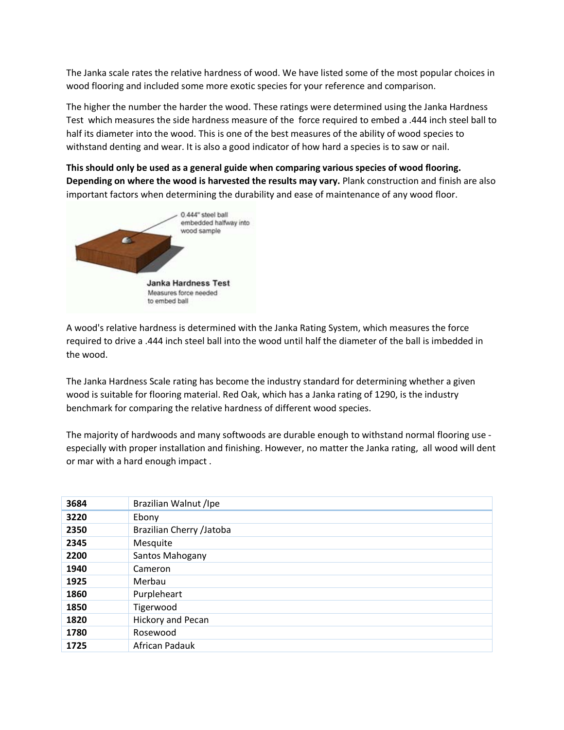The Janka scale rates the relative hardness of wood. We have listed some of the most popular choices in wood flooring and included some more exotic species for your reference and comparison.

The higher the number the harder the wood. These ratings were determined using the Janka Hardness Test which measures the side hardness measure of the force required to embed a .444 inch steel ball to half its diameter into the wood. This is one of the best measures of the ability of wood species to withstand denting and wear. It is also a good indicator of how hard a species is to saw or nail.

**This should only be used as a general guide when comparing various species of wood flooring. Depending on where the wood is harvested the results may vary.** Plank construction and finish are also important factors when determining the durability and ease of maintenance of any wood floor.

0.444" steel ball embedded halfway into wood sample

**Janka Hardness Test**
Measures force needed to embed ball

A wood's relative hardness is determined with the Janka Rating System, which measures the force required to drive a .444 inch steel ball into the wood until half the diameter of the ball is imbedded in the wood.

The Janka Hardness Scale rating has become the industry standard for determining whether a given wood is suitable for flooring material. Red Oak, which has a Janka rating of 1290, is the industry benchmark for comparing the relative hardness of different wood species.

The majority of hardwoods and many softwoods are durable enough to withstand normal flooring use - especially with proper installation and finishing. However, no matter the Janka rating, all wood will dent or mar with a hard enough impact .

| **3684** | Brazilian Walnut /Ipe |
|---|---|
| **3220** | Ebony |
| **2350** | Brazilian Cherry /Jatoba |
| **2345** | Mesquite |
| **2200** | Santos Mahogany |
| **1940** | Cameron |
| **1925** | Merbau |
| **1860** | Purpleheart |
| **1850** | Tigerwood |
| **1820** | Hickory and Pecan |
| **1780** | Rosewood |
| **1725** | African Padauk |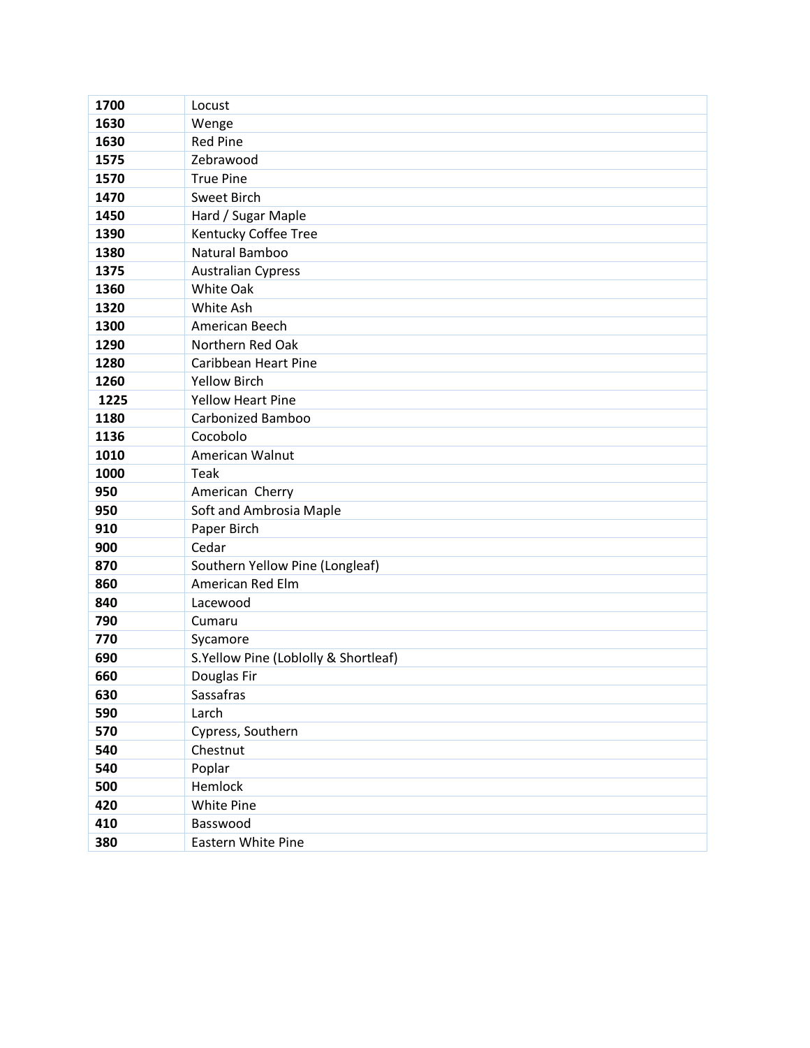| | |
|---|---|
| **1700** | Locust |
| **1630** | Wenge |
| **1630** | Red Pine |
| **1575** | Zebrawood |
| **1570** | True Pine |
| **1470** | Sweet Birch |
| **1450** | Hard / Sugar Maple |
| **1390** | Kentucky Coffee Tree |
| **1380** | Natural Bamboo |
| **1375** | Australian Cypress |
| **1360** | White Oak |
| **1320** | White Ash |
| **1300** | American Beech |
| **1290** | Northern Red Oak |
| **1280** | Caribbean Heart Pine |
| **1260** | Yellow Birch |
| **1225** | Yellow Heart Pine |
| **1180** | Carbonized Bamboo |
| **1136** | Cocobolo |
| **1010** | American Walnut |
| **1000** | Teak |
| **950** | American Cherry |
| **950** | Soft and Ambrosia Maple |
| **910** | Paper Birch |
| **900** | Cedar |
| **870** | Southern Yellow Pine (Longleaf) |
| **860** | American Red Elm |
| **840** | Lacewood |
| **790** | Cumaru |
| **770** | Sycamore |
| **690** | S.Yellow Pine (Loblolly & Shortleaf) |
| **660** | Douglas Fir |
| **630** | Sassafras |
| **590** | Larch |
| **570** | Cypress, Southern |
| **540** | Chestnut |
| **540** | Poplar |
| **500** | Hemlock |
| **420** | White Pine |
| **410** | Basswood |
| **380** | Eastern White Pine |